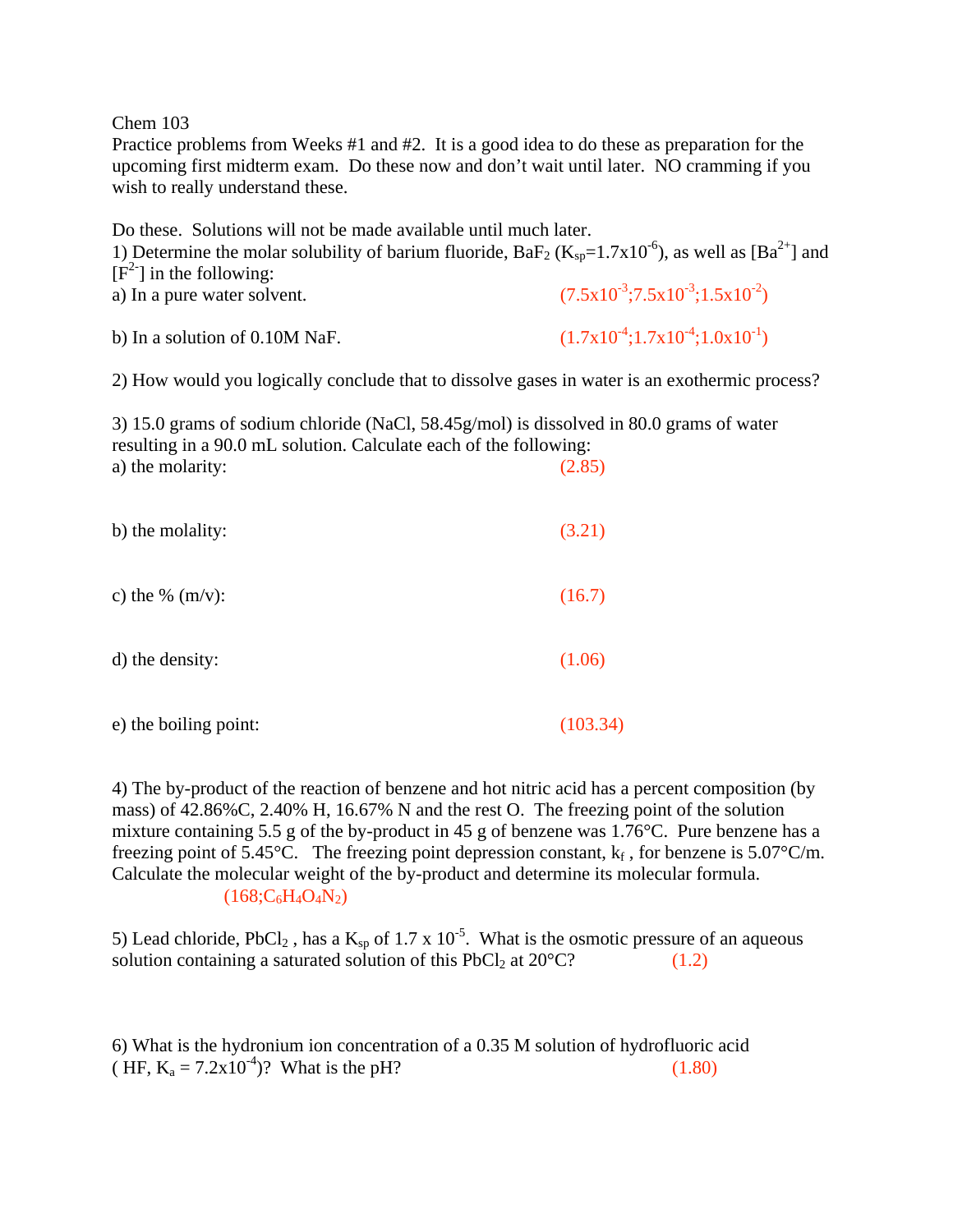Chem 103

Practice problems from Weeks #1 and #2. It is a good idea to do these as preparation for the upcoming first midterm exam. Do these now and don't wait until later. NO cramming if you wish to really understand these.

Do these. Solutions will not be made available until much later.

1) Determine the molar solubility of barium fluoride, $BaF_2$ ($K_{sp}$=1.7x$10^{-6}$), as well as [$Ba^{2+}$] and [$F^{2-}$] in the following:

a) In a pure water solvent. (7.5x$10^{-3}$;7.5x$10^{-3}$;1.5x$10^{-2}$)

b) In a solution of 0.10M NaF. (1.7x$10^{-4}$;1.7x$10^{-4}$;1.0x$10^{-1}$)

2) How would you logically conclude that to dissolve gases in water is an exothermic process?

3) 15.0 grams of sodium chloride (NaCl, 58.45g/mol) is dissolved in 80.0 grams of water resulting in a 90.0 mL solution. Calculate each of the following:

a) the molarity: (2.85)

b) the molality: (3.21)

c) the % (m/v): (16.7)

d) the density: (1.06)

e) the boiling point: (103.34)

4) The by-product of the reaction of benzene and hot nitric acid has a percent composition (by mass) of 42.86%C, 2.40% H, 16.67% N and the rest O. The freezing point of the solution mixture containing 5.5 g of the by-product in 45 g of benzene was 1.76°C. Pure benzene has a freezing point of 5.45°C. The freezing point depression constant, $k_f$, for benzene is 5.07°C/m. Calculate the molecular weight of the by-product and determine its molecular formula.

(168;$C_6H_4O_4N_2$)

5) Lead chloride, $PbCl_2$, has a $K_{sp}$ of 1.7 x $10^{-5}$. What is the osmotic pressure of an aqueous solution containing a saturated solution of this $PbCl_2$ at 20°C? (1.2)

6) What is the hydronium ion concentration of a 0.35 M solution of hydrofluoric acid ( HF, $K_a$ = 7.2x$10^{-4}$)? What is the pH? (1.80)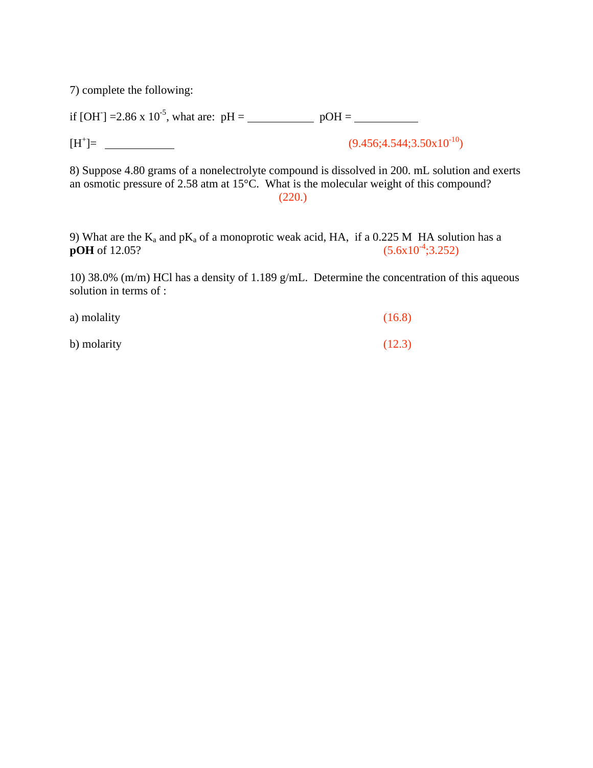7) complete the following:

if $[OH^-] = 2.86 \times 10^{-5}$, what are: pH = ____________ pOH = ____________

$[H^+]$= ____________ (9.456;4.544;$3.50 \times 10^{-10}$)

8) Suppose 4.80 grams of a nonelectrolyte compound is dissolved in 200. mL solution and exerts an osmotic pressure of 2.58 atm at 15°C. What is the molecular weight of this compound? (220.)

9) What are the $K_a$ and $pK_a$ of a monoprotic weak acid, HA, if a 0.225 M HA solution has a **pOH** of 12.05? ($5.6 \times 10^{-4}$;3.252)

10) 38.0% (m/m) HCl has a density of 1.189 g/mL. Determine the concentration of this aqueous solution in terms of :

a) molality (16.8)

b) molarity (12.3)